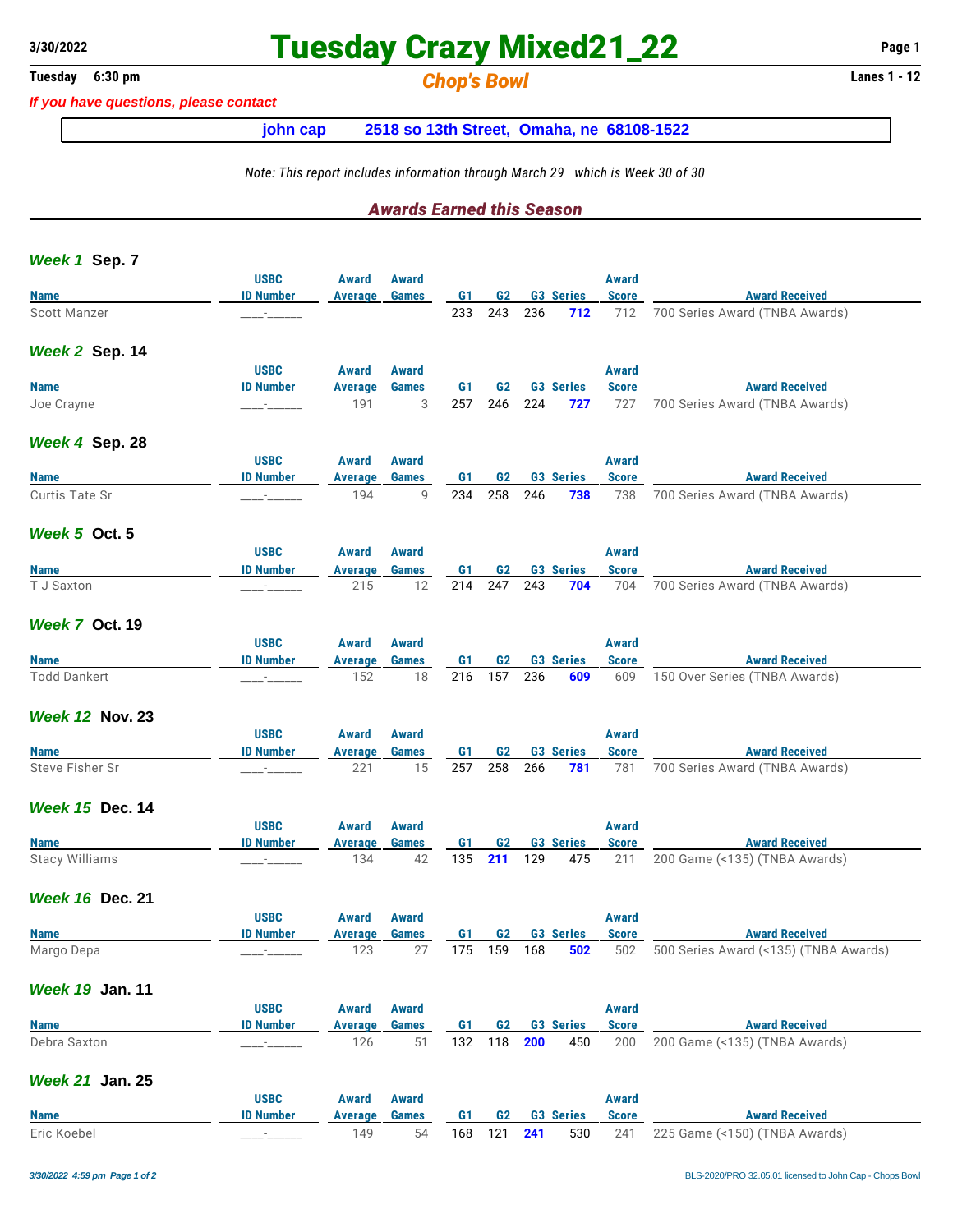# Tuesday Crazy Mixed21_22

3/30/2022

Tuesday 6:30 pm

## Chop's Bowl

Lanes 1 - 12

*If you have questions, please contact*

**john cap 2518 so 13th Street, Omaha, ne 68108-1522**

*Note: This report includes information through March 29 which is Week 30 of 30*

## *Awards Earned this Season*

### *Week 1* Sep. 7

| Name | USBC ID Number | Award Average | Award Games | G1 | G2 | G3 | Series | Award Score | Award Received |
|---|---|---|---|---|---|---|---|---|---|
| Scott Manzer | ____-______ | | | 233 | 243 | 236 | **712** | 712 | 700 Series Award (TNBA Awards) |

### *Week 2* Sep. 14

| Name | USBC ID Number | Award Average | Award Games | G1 | G2 | G3 | Series | Award Score | Award Received |
|---|---|---|---|---|---|---|---|---|---|
| Joe Crayne | ____-______ | 191 | 3 | 257 | 246 | 224 | **727** | 727 | 700 Series Award (TNBA Awards) |

### *Week 4* Sep. 28

| Name | USBC ID Number | Award Average | Award Games | G1 | G2 | G3 | Series | Award Score | Award Received |
|---|---|---|---|---|---|---|---|---|---|
| Curtis Tate Sr | ____-______ | 194 | 9 | 234 | 258 | 246 | **738** | 738 | 700 Series Award (TNBA Awards) |

### *Week 5* Oct. 5

| Name | USBC ID Number | Award Average | Award Games | G1 | G2 | G3 | Series | Award Score | Award Received |
|---|---|---|---|---|---|---|---|---|---|
| T J Saxton | ____-______ | 215 | 12 | 214 | 247 | 243 | **704** | 704 | 700 Series Award (TNBA Awards) |

### *Week 7* Oct. 19

| Name | USBC ID Number | Award Average | Award Games | G1 | G2 | G3 | Series | Award Score | Award Received |
|---|---|---|---|---|---|---|---|---|---|
| Todd Dankert | ____-______ | 152 | 18 | 216 | 157 | 236 | **609** | 609 | 150 Over Series (TNBA Awards) |

### *Week 12* Nov. 23

| Name | USBC ID Number | Award Average | Award Games | G1 | G2 | G3 | Series | Award Score | Award Received |
|---|---|---|---|---|---|---|---|---|---|
| Steve Fisher Sr | ____-______ | 221 | 15 | 257 | 258 | 266 | **781** | 781 | 700 Series Award (TNBA Awards) |

### *Week 15* Dec. 14

| Name | USBC ID Number | Award Average | Award Games | G1 | G2 | G3 | Series | Award Score | Award Received |
|---|---|---|---|---|---|---|---|---|---|
| Stacy Williams | ____-______ | 134 | 42 | 135 | **211** | 129 | 475 | 211 | 200 Game (<135) (TNBA Awards) |

### *Week 16* Dec. 21

| Name | USBC ID Number | Award Average | Award Games | G1 | G2 | G3 | Series | Award Score | Award Received |
|---|---|---|---|---|---|---|---|---|---|
| Margo Depa | ____-______ | 123 | 27 | 175 | 159 | 168 | **502** | 502 | 500 Series Award (<135) (TNBA Awards) |

### *Week 19* Jan. 11

| Name | USBC ID Number | Award Average | Award Games | G1 | G2 | G3 | Series | Award Score | Award Received |
|---|---|---|---|---|---|---|---|---|---|
| Debra Saxton | ____-______ | 126 | 51 | 132 | 118 | **200** | 450 | 200 | 200 Game (<135) (TNBA Awards) |

### *Week 21* Jan. 25

| Name | USBC ID Number | Award Average | Award Games | G1 | G2 | G3 | Series | Award Score | Award Received |
|---|---|---|---|---|---|---|---|---|---|
| Eric Koebel | ____-______ | 149 | 54 | 168 | 121 | **241** | 530 | 241 | 225 Game (<150) (TNBA Awards) |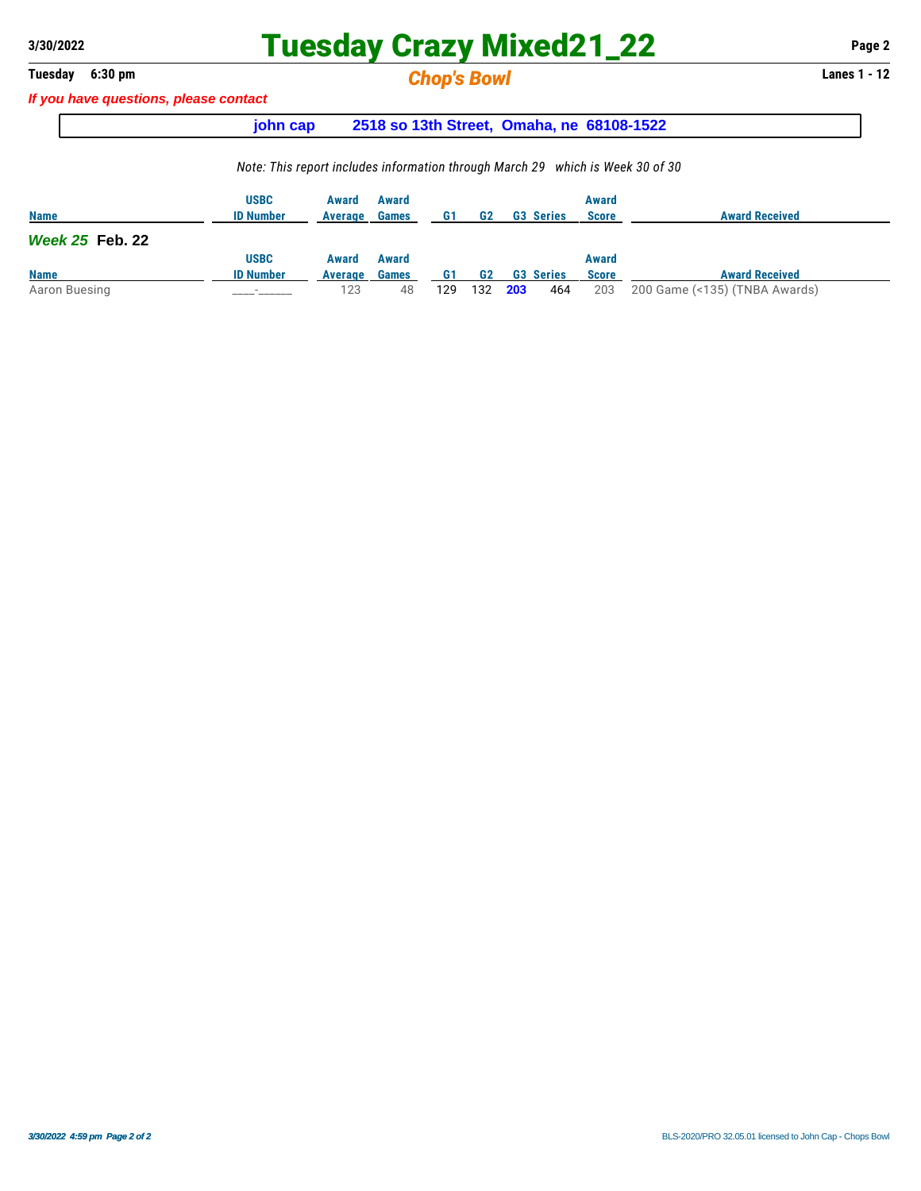# Tuesday Crazy Mixed21_22

**Tuesday 6:30 pm** — ***Chop's Bowl*** — **Lanes 1 - 12**

*If you have questions, please contact*

**john cap 2518 so 13th Street, Omaha, ne 68108-1522**

*Note: This report includes information through March 29 which is Week 30 of 30*

| Name | USBC ID Number | Award Average | Award Games | G1 | G2 | G3 | Series | Award Score | Award Received |
|---|---|---|---|---|---|---|---|---|---|

### *Week 25* Feb. 22

| Name | USBC ID Number | Award Average | Award Games | G1 | G2 | G3 | Series | Award Score | Award Received |
|---|---|---|---|---|---|---|---|---|---|
| Aaron Buesing | ___-_____ | 123 | 48 | 129 | 132 | **203** | 464 | 203 | 200 Game (<135) (TNBA Awards) |